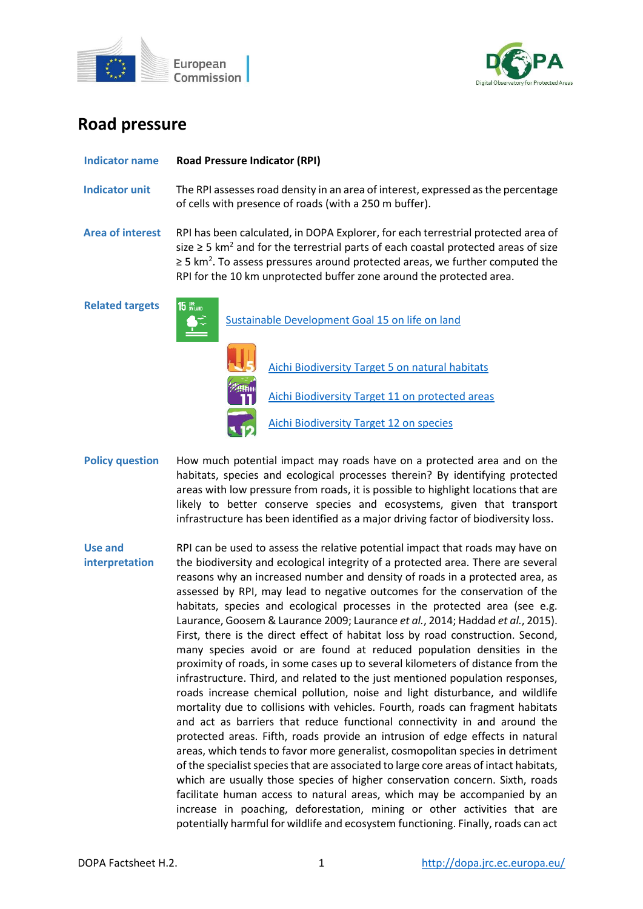# Road pressure

**Indicator name** **Road Pressure Indicator (RPI)**

**Indicator unit** The RPI assesses road density in an area of interest, expressed as the percentage of cells with presence of roads (with a 250 m buffer).

**Area of interest** RPI has been calculated, in DOPA Explorer, for each terrestrial protected area of size ≥ 5 $km^2$ and for the terrestrial parts of each coastal protected areas of size ≥ 5 $km^2$. To assess pressures around protected areas, we further computed the RPI for the 10 km unprotected buffer zone around the protected area.

**Related targets**

- Sustainable Development Goal 15 on life on land
- Aichi Biodiversity Target 5 on natural habitats
- Aichi Biodiversity Target 11 on protected areas
- Aichi Biodiversity Target 12 on species

**Policy question** How much potential impact may roads have on a protected area and on the habitats, species and ecological processes therein? By identifying protected areas with low pressure from roads, it is possible to highlight locations that are likely to better conserve species and ecosystems, given that transport infrastructure has been identified as a major driving factor of biodiversity loss.

**Use and interpretation** RPI can be used to assess the relative potential impact that roads may have on the biodiversity and ecological integrity of a protected area. There are several reasons why an increased number and density of roads in a protected area, as assessed by RPI, may lead to negative outcomes for the conservation of the habitats, species and ecological processes in the protected area (see e.g. Laurance, Goosem & Laurance 2009; Laurance *et al.*, 2014; Haddad *et al.*, 2015). First, there is the direct effect of habitat loss by road construction. Second, many species avoid or are found at reduced population densities in the proximity of roads, in some cases up to several kilometers of distance from the infrastructure. Third, and related to the just mentioned population responses, roads increase chemical pollution, noise and light disturbance, and wildlife mortality due to collisions with vehicles. Fourth, roads can fragment habitats and act as barriers that reduce functional connectivity in and around the protected areas. Fifth, roads provide an intrusion of edge effects in natural areas, which tends to favor more generalist, cosmopolitan species in detriment of the specialist species that are associated to large core areas of intact habitats, which are usually those species of higher conservation concern. Sixth, roads facilitate human access to natural areas, which may be accompanied by an increase in poaching, deforestation, mining or other activities that are potentially harmful for wildlife and ecosystem functioning. Finally, roads can act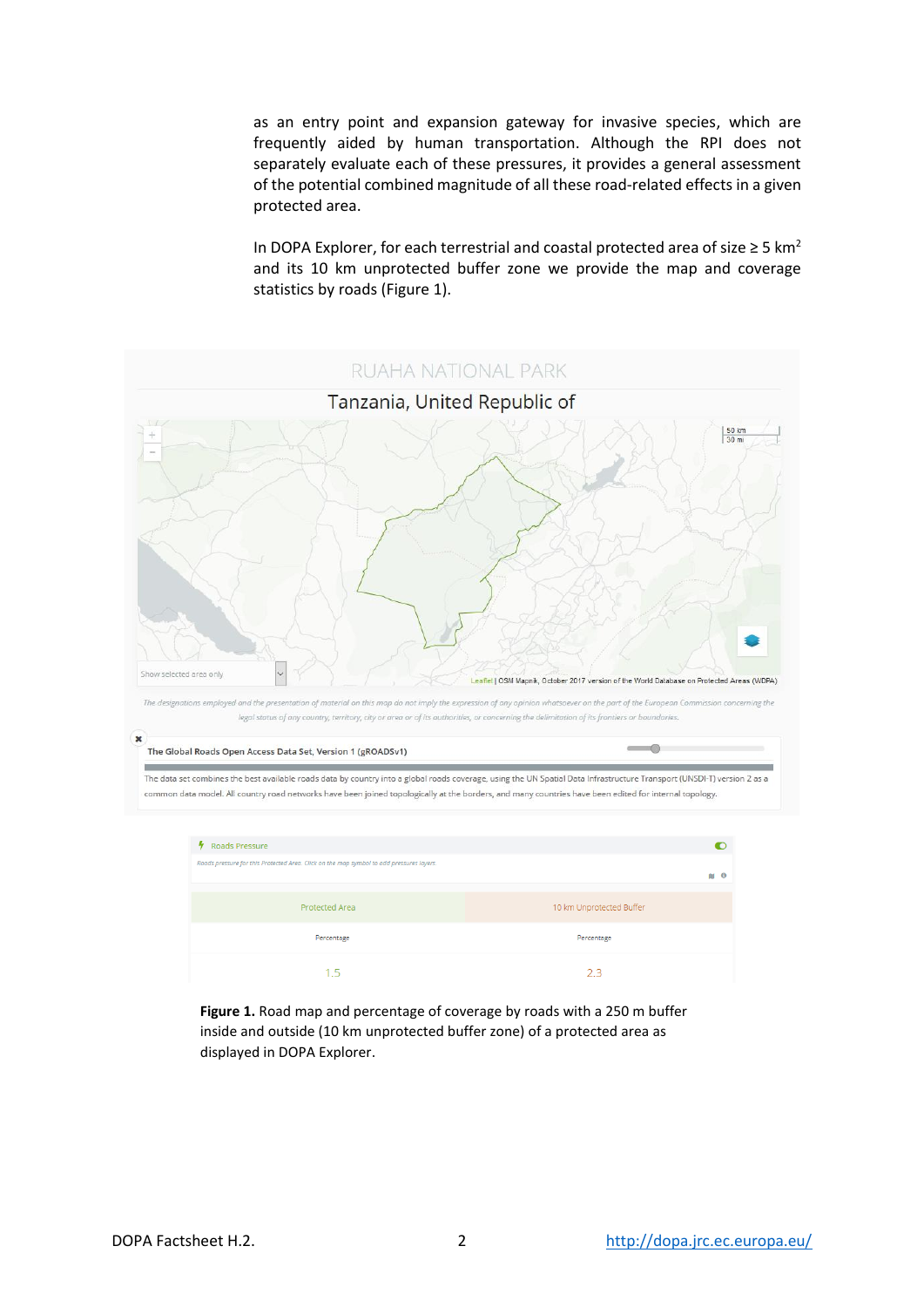as an entry point and expansion gateway for invasive species, which are frequently aided by human transportation. Although the RPI does not separately evaluate each of these pressures, it provides a general assessment of the potential combined magnitude of all these road-related effects in a given protected area.

In DOPA Explorer, for each terrestrial and coastal protected area of size ≥ 5 km$^2$ and its 10 km unprotected buffer zone we provide the map and coverage statistics by roads (Figure 1).

RUAHA NATIONAL PARK

Tanzania, United Republic of

Show selected area only

Leaflet | OSM Mapnik, October 2017 version of the World Database on Protected Areas (WDPA)

The designations employed and the presentation of material on this map do not imply the expression of any opinion whatsoever on the part of the European Commission concerning the legal status of any country, territory, city or area or of its authorities, or concerning the delimitation of its frontiers or boundaries.

The Global Roads Open Access Data Set, Version 1 (gROADSv1)

The data set combines the best available roads data by country into a global roads coverage, using the UN Spatial Data Infrastructure Transport (UNSDI-T) version 2 as a common data model. All country road networks have been joined topologically at the borders, and many countries have been edited for internal topology.

Roads Pressure

Roads pressure for this Protected Area. Click on the map symbol to add pressures layers

| Protected Area | 10 km Unprotected Buffer |
|---|---|
| Percentage | Percentage |
| 1.5 | 2.3 |

**Figure 1.** Road map and percentage of coverage by roads with a 250 m buffer inside and outside (10 km unprotected buffer zone) of a protected area as displayed in DOPA Explorer.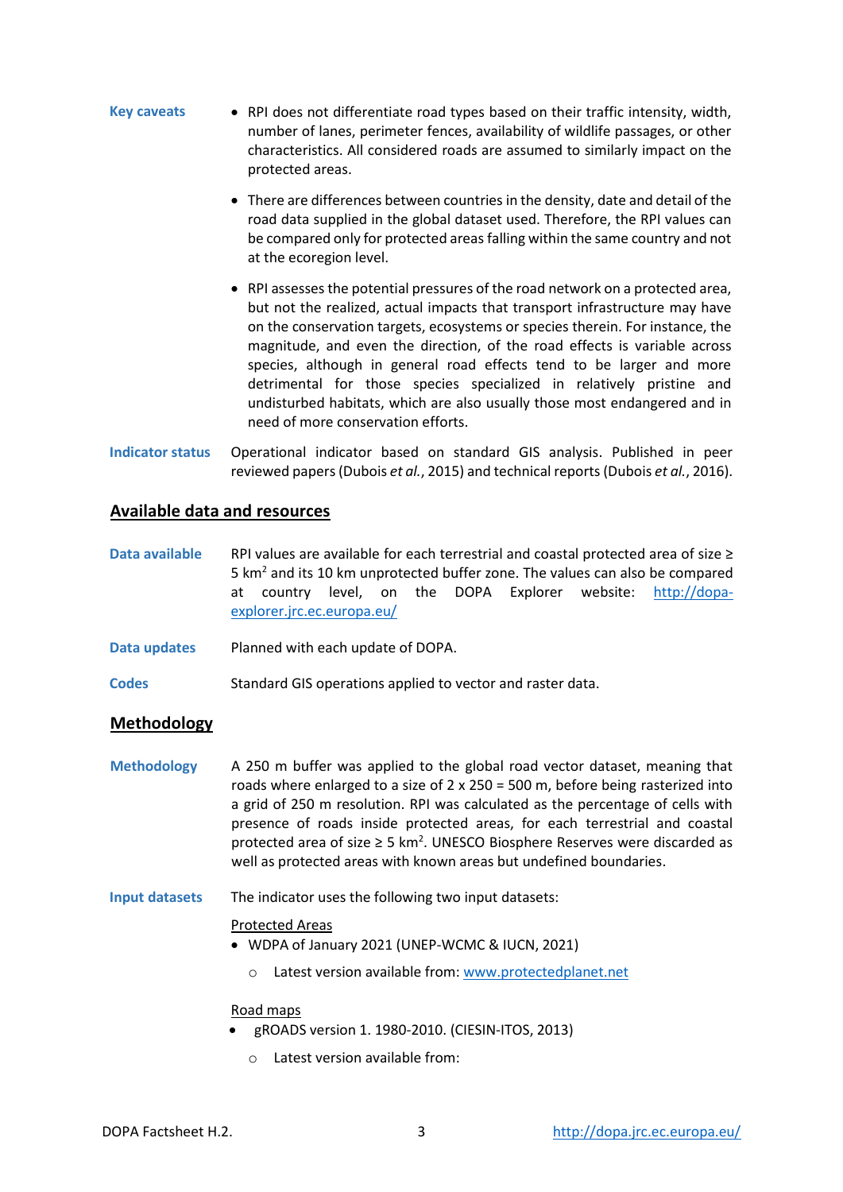**Key caveats**

- RPI does not differentiate road types based on their traffic intensity, width, number of lanes, perimeter fences, availability of wildlife passages, or other characteristics. All considered roads are assumed to similarly impact on the protected areas.
- There are differences between countries in the density, date and detail of the road data supplied in the global dataset used. Therefore, the RPI values can be compared only for protected areas falling within the same country and not at the ecoregion level.
- RPI assesses the potential pressures of the road network on a protected area, but not the realized, actual impacts that transport infrastructure may have on the conservation targets, ecosystems or species therein. For instance, the magnitude, and even the direction, of the road effects is variable across species, although in general road effects tend to be larger and more detrimental for those species specialized in relatively pristine and undisturbed habitats, which are also usually those most endangered and in need of more conservation efforts.

**Indicator status**

Operational indicator based on standard GIS analysis. Published in peer reviewed papers (Dubois *et al.*, 2015) and technical reports (Dubois *et al.*, 2016).

## Available data and resources

**Data available**

RPI values are available for each terrestrial and coastal protected area of size ≥ 5 km$^2$ and its 10 km unprotected buffer zone. The values can also be compared at country level, on the DOPA Explorer website: http://dopa-explorer.jrc.ec.europa.eu/

**Data updates**

Planned with each update of DOPA.

**Codes**

Standard GIS operations applied to vector and raster data.

## Methodology

**Methodology**

A 250 m buffer was applied to the global road vector dataset, meaning that roads where enlarged to a size of 2 x 250 = 500 m, before being rasterized into a grid of 250 m resolution. RPI was calculated as the percentage of cells with presence of roads inside protected areas, for each terrestrial and coastal protected area of size ≥ 5 km$^2$. UNESCO Biosphere Reserves were discarded as well as protected areas with known areas but undefined boundaries.

**Input datasets**

The indicator uses the following two input datasets:

Protected Areas

- WDPA of January 2021 (UNEP-WCMC & IUCN, 2021)
  - Latest version available from: www.protectedplanet.net

Road maps

- gROADS version 1. 1980-2010. (CIESIN-ITOS, 2013)
  - Latest version available from: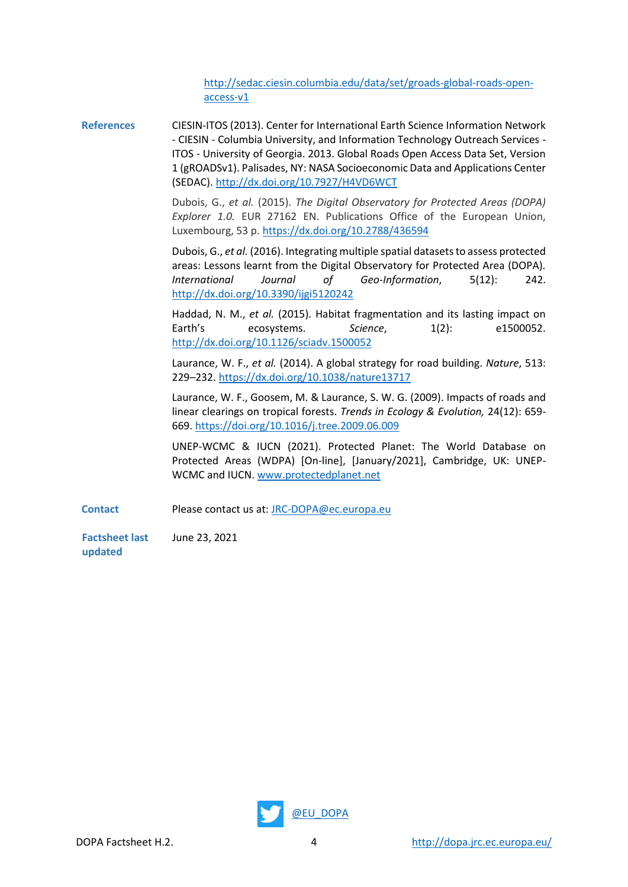http://sedac.ciesin.columbia.edu/data/set/groads-global-roads-open-access-v1

**References**

CIESIN-ITOS (2013). Center for International Earth Science Information Network - CIESIN - Columbia University, and Information Technology Outreach Services - ITOS - University of Georgia. 2013. Global Roads Open Access Data Set, Version 1 (gROADSv1). Palisades, NY: NASA Socioeconomic Data and Applications Center (SEDAC). http://dx.doi.org/10.7927/H4VD6WCT

Dubois, G., *et al.* (2015). *The Digital Observatory for Protected Areas (DOPA) Explorer 1.0.* EUR 27162 EN. Publications Office of the European Union, Luxembourg, 53 p. https://dx.doi.org/10.2788/436594

Dubois, G., *et al.* (2016). Integrating multiple spatial datasets to assess protected areas: Lessons learnt from the Digital Observatory for Protected Area (DOPA). *International Journal of Geo-Information*, 5(12): 242. http://dx.doi.org/10.3390/ijgi5120242

Haddad, N. M., *et al.* (2015). Habitat fragmentation and its lasting impact on Earth's ecosystems. *Science*, 1(2): e1500052. http://dx.doi.org/10.1126/sciadv.1500052

Laurance, W. F., *et al.* (2014). A global strategy for road building. *Nature*, 513: 229–232. https://dx.doi.org/10.1038/nature13717

Laurance, W. F., Goosem, M. & Laurance, S. W. G. (2009). Impacts of roads and linear clearings on tropical forests. *Trends in Ecology & Evolution,* 24(12): 659-669. https://doi.org/10.1016/j.tree.2009.06.009

UNEP-WCMC & IUCN (2021). Protected Planet: The World Database on Protected Areas (WDPA) [On-line], [January/2021], Cambridge, UK: UNEP-WCMC and IUCN. www.protectedplanet.net

**Contact**

Please contact us at: JRC-DOPA@ec.europa.eu

**Factsheet last updated**

June 23, 2021

@EU_DOPA